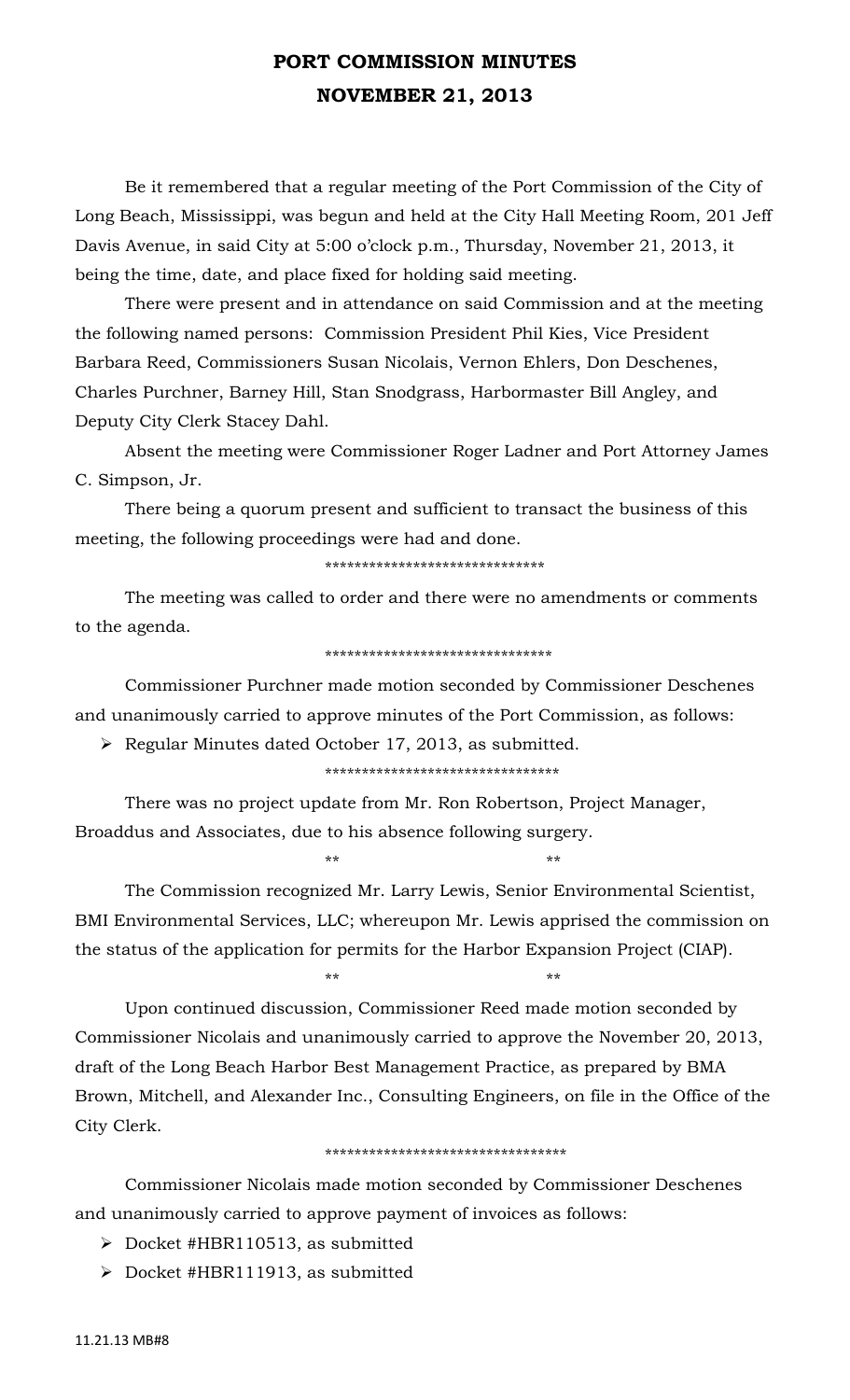# PORT COMMISSION MINUTES
# NOVEMBER 21, 2013

Be it remembered that a regular meeting of the Port Commission of the City of Long Beach, Mississippi, was begun and held at the City Hall Meeting Room, 201 Jeff Davis Avenue, in said City at 5:00 o'clock p.m., Thursday, November 21, 2013, it being the time, date, and place fixed for holding said meeting.

There were present and in attendance on said Commission and at the meeting the following named persons: Commission President Phil Kies, Vice President Barbara Reed, Commissioners Susan Nicolais, Vernon Ehlers, Don Deschenes, Charles Purchner, Barney Hill, Stan Snodgrass, Harbormaster Bill Angley, and Deputy City Clerk Stacey Dahl.

Absent the meeting were Commissioner Roger Ladner and Port Attorney James C. Simpson, Jr.

There being a quorum present and sufficient to transact the business of this meeting, the following proceedings were had and done.

******************************

The meeting was called to order and there were no amendments or comments to the agenda.

*******************************

Commissioner Purchner made motion seconded by Commissioner Deschenes and unanimously carried to approve minutes of the Port Commission, as follows:

- Regular Minutes dated October 17, 2013, as submitted.

********************************

There was no project update from Mr. Ron Robertson, Project Manager, Broaddus and Associates, due to his absence following surgery.

** **

The Commission recognized Mr. Larry Lewis, Senior Environmental Scientist, BMI Environmental Services, LLC; whereupon Mr. Lewis apprised the commission on the status of the application for permits for the Harbor Expansion Project (CIAP).

** **

Upon continued discussion, Commissioner Reed made motion seconded by Commissioner Nicolais and unanimously carried to approve the November 20, 2013, draft of the Long Beach Harbor Best Management Practice, as prepared by BMA Brown, Mitchell, and Alexander Inc., Consulting Engineers, on file in the Office of the City Clerk.

*********************************

Commissioner Nicolais made motion seconded by Commissioner Deschenes and unanimously carried to approve payment of invoices as follows:

- Docket #HBR110513, as submitted
- Docket #HBR111913, as submitted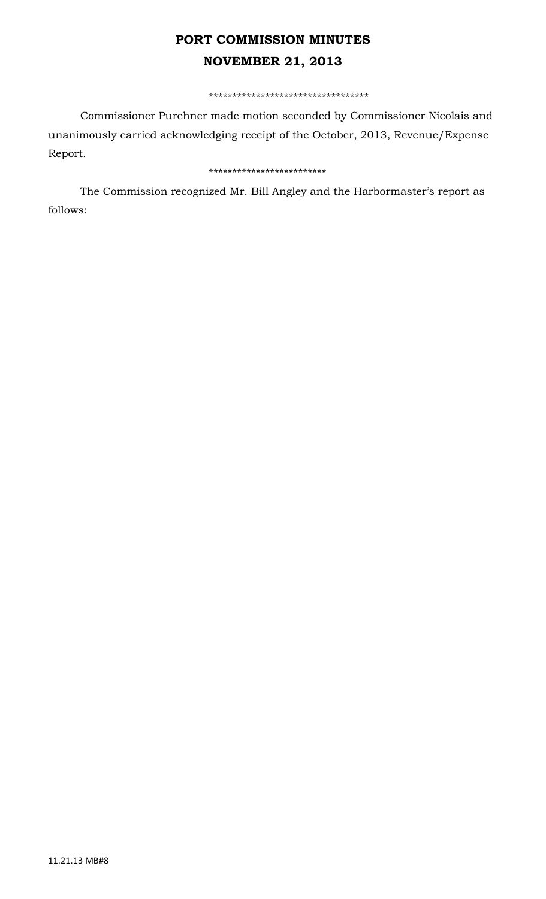# PORT COMMISSION MINUTES

# NOVEMBER 21, 2013

**********************************

Commissioner Purchner made motion seconded by Commissioner Nicolais and unanimously carried acknowledging receipt of the October, 2013, Revenue/Expense Report.

************************

The Commission recognized Mr. Bill Angley and the Harbormaster's report as follows: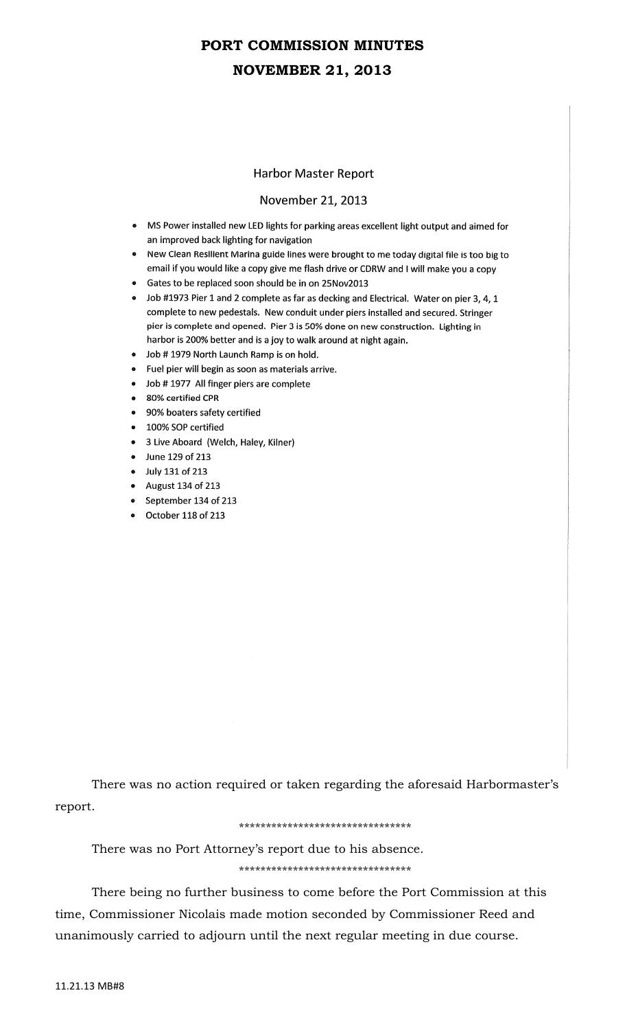# PORT COMMISSION MINUTES

# NOVEMBER 21, 2013

## Harbor Master Report

### November 21, 2013

- MS Power installed new LED lights for parking areas excellent light output and aimed for an improved back lighting for navigation
- New Clean Resilient Marina guide lines were brought to me today digital file is too big to email if you would like a copy give me flash drive or CDRW and I will make you a copy
- Gates to be replaced soon should be in on 25Nov2013
- Job #1973 Pier 1 and 2 complete as far as decking and Electrical. Water on pier 3, 4, 1 complete to new pedestals. New conduit under piers installed and secured. Stringer pier is complete and opened. Pier 3 is 50% done on new construction. Lighting in harbor is 200% better and is a joy to walk around at night again.
- Job # 1979 North Launch Ramp is on hold.
- Fuel pier will begin as soon as materials arrive.
- Job # 1977 All finger piers are complete
- 80% certified CPR
- 90% boaters safety certified
- 100% SOP certified
- 3 Live Aboard (Welch, Haley, Kilner)
- June 129 of 213
- July 131 of 213
- August 134 of 213
- September 134 of 213
- October 118 of 213

There was no action required or taken regarding the aforesaid Harbormaster's report.

********************************

There was no Port Attorney's report due to his absence.

********************************

There being no further business to come before the Port Commission at this time, Commissioner Nicolais made motion seconded by Commissioner Reed and unanimously carried to adjourn until the next regular meeting in due course.

11.21.13 MB#8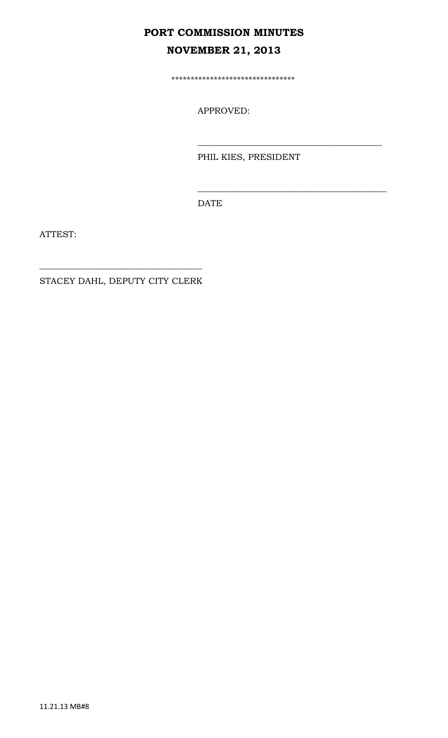**PORT COMMISSION MINUTES**

**NOVEMBER 21, 2013**

*******************************

APPROVED:

_______________________________________

PHIL KIES, PRESIDENT

_______________________________________

DATE

ATTEST:

___________________________________

STACEY DAHL, DEPUTY CITY CLERK

11.21.13 MB#8